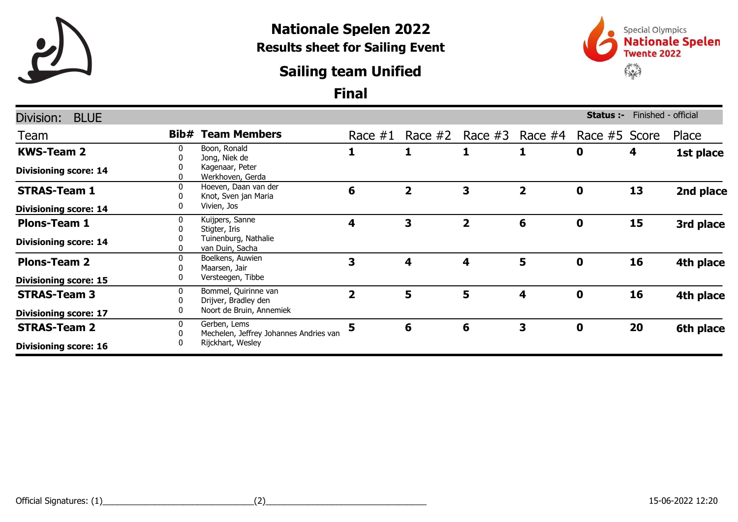# Nationale Spelen 2022

## Results sheet for Sailing Event

## Sailing team Unified

## Final

Special Olympics Nationale Spelen Twente 2022

**Division: BLUE** — **Status :-** Finished - official

| Team | Bib# | Team Members | Race #1 | Race #2 | Race #3 | Race #4 | Race #5 | Score | Place |
|---|---|---|---|---|---|---|---|---|---|
| **KWS-Team 2**<br>**Divisioning score: 14** | 0<br>0<br>0<br>0 | Boon, Ronald<br>Jong, Niek de<br>Kagenaar, Peter<br>Werkhoven, Gerda | **1** | **1** | **1** | **1** | **0** | **4** | **1st place** |
| **STRAS-Team 1**<br>**Divisioning score: 14** | 0<br>0<br>0 | Hoeven, Daan van der<br>Knot, Sven jan Maria<br>Vivien, Jos | **6** | **2** | **3** | **2** | **0** | **13** | **2nd place** |
| **Plons-Team 1**<br>**Divisioning score: 14** | 0<br>0<br>0<br>0 | Kuijpers, Sanne<br>Stigter, Iris<br>Tuinenburg, Nathalie<br>van Duin, Sacha | **4** | **3** | **2** | **6** | **0** | **15** | **3rd place** |
| **Plons-Team 2**<br>**Divisioning score: 15** | 0<br>0<br>0 | Boelkens, Auwien<br>Maarsen, Jair<br>Versteegen, Tibbe | **3** | **4** | **4** | **5** | **0** | **16** | **4th place** |
| **STRAS-Team 3**<br>**Divisioning score: 17** | 0<br>0<br>0 | Bommel, Quirinne van<br>Drijver, Bradley den<br>Noort de Bruin, Annemiek | **2** | **5** | **5** | **4** | **0** | **16** | **4th place** |
| **STRAS-Team 2**<br>**Divisioning score: 16** | 0<br>0<br>0 | Gerben, Lems<br>Mechelen, Jeffrey Johannes Andries van<br>Rijckhart, Wesley | **5** | **6** | **6** | **3** | **0** | **20** | **6th place** |

Official Signatures: (1)______________________________(2)________________________________

15-06-2022 12:20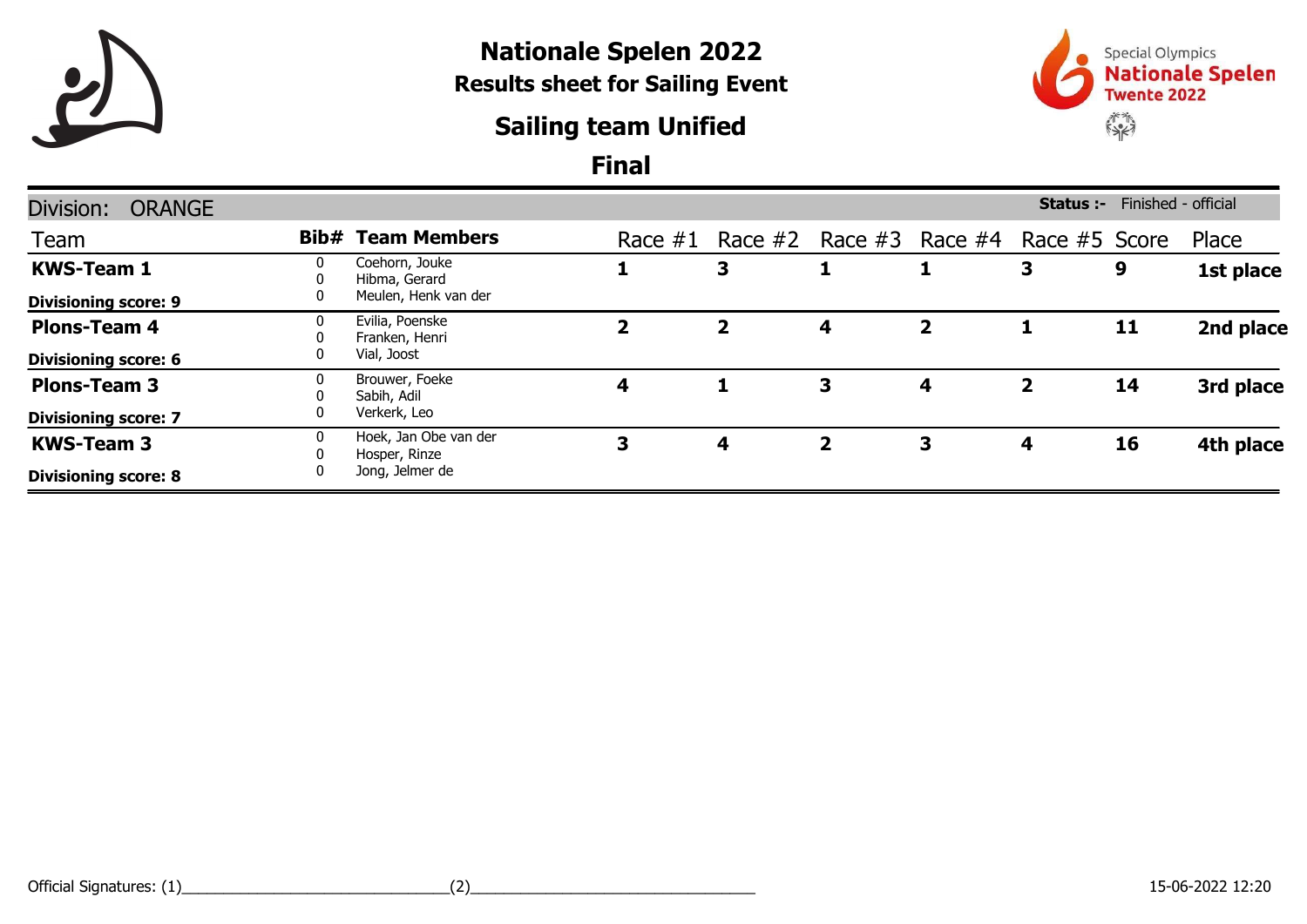# Nationale Spelen 2022

## Results sheet for Sailing Event

## Sailing team Unified

## Final

Division: ORANGE

**Status :-** Finished - official

| Team | Bib# | Team Members | Race #1 | Race #2 | Race #3 | Race #4 | Race #5 | Score | Place |
|---|---|---|---|---|---|---|---|---|---|
| **KWS-Team 1**<br>**Divisioning score: 9** | 0<br>0<br>0 | Coehorn, Jouke<br>Hibma, Gerard<br>Meulen, Henk van der | **1** | **3** | **1** | **1** | **3** | **9** | **1st place** |
| **Plons-Team 4**<br>**Divisioning score: 6** | 0<br>0<br>0 | Evilia, Poenske<br>Franken, Henri<br>Vial, Joost | **2** | **2** | **4** | **2** | **1** | **11** | **2nd place** |
| **Plons-Team 3**<br>**Divisioning score: 7** | 0<br>0<br>0 | Brouwer, Foeke<br>Sabih, Adil<br>Verkerk, Leo | **4** | **1** | **3** | **4** | **2** | **14** | **3rd place** |
| **KWS-Team 3**<br>**Divisioning score: 8** | 0<br>0<br>0 | Hoek, Jan Obe van der<br>Hosper, Rinze<br>Jong, Jelmer de | **3** | **4** | **2** | **3** | **4** | **16** | **4th place** |

Official Signatures: (1)\_\_\_\_\_\_\_\_\_\_\_\_\_\_\_\_\_\_\_\_\_\_\_\_\_\_\_\_\_\_(2)\_\_\_\_\_\_\_\_\_\_\_\_\_\_\_\_\_\_\_\_\_\_\_\_\_\_\_\_\_\_\_\_

15-06-2022 12:20